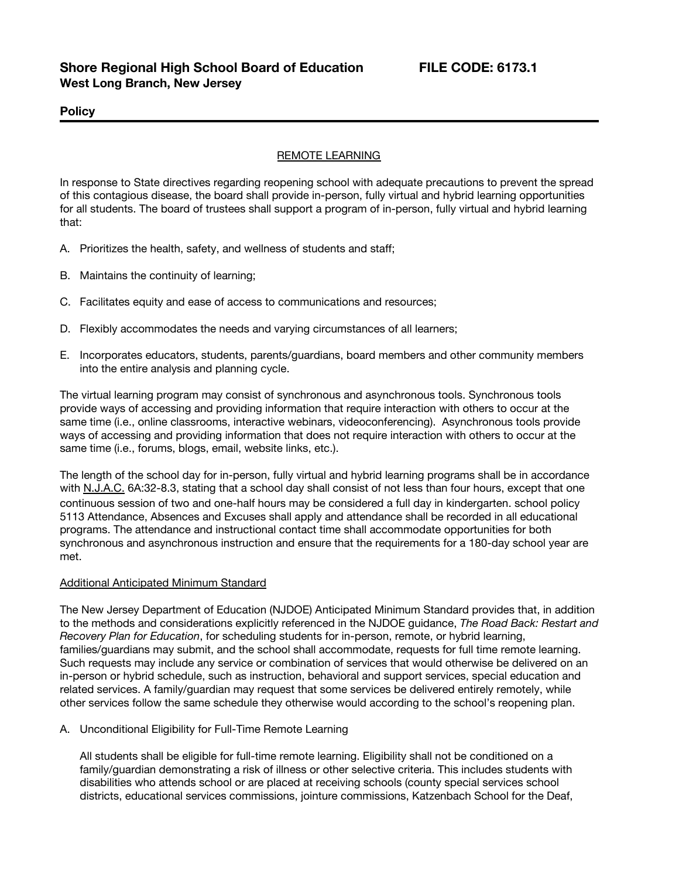**Shore Regional High School Board of Education** **FILE CODE: 6173.1**
**West Long Branch, New Jersey**

**Policy**

REMOTE LEARNING

In response to State directives regarding reopening school with adequate precautions to prevent the spread of this contagious disease, the board shall provide in-person, fully virtual and hybrid learning opportunities for all students. The board of trustees shall support a program of in-person, fully virtual and hybrid learning that:

A. Prioritizes the health, safety, and wellness of students and staff;

B. Maintains the continuity of learning;

C. Facilitates equity and ease of access to communications and resources;

D. Flexibly accommodates the needs and varying circumstances of all learners;

E. Incorporates educators, students, parents/guardians, board members and other community members into the entire analysis and planning cycle.

The virtual learning program may consist of synchronous and asynchronous tools. Synchronous tools provide ways of accessing and providing information that require interaction with others to occur at the same time (i.e., online classrooms, interactive webinars, videoconferencing). Asynchronous tools provide ways of accessing and providing information that does not require interaction with others to occur at the same time (i.e., forums, blogs, email, website links, etc.).

The length of the school day for in-person, fully virtual and hybrid learning programs shall be in accordance with N.J.A.C. 6A:32-8.3, stating that a school day shall consist of not less than four hours, except that one continuous session of two and one-half hours may be considered a full day in kindergarten. school policy 5113 Attendance, Absences and Excuses shall apply and attendance shall be recorded in all educational programs. The attendance and instructional contact time shall accommodate opportunities for both synchronous and asynchronous instruction and ensure that the requirements for a 180-day school year are met.

Additional Anticipated Minimum Standard

The New Jersey Department of Education (NJDOE) Anticipated Minimum Standard provides that, in addition to the methods and considerations explicitly referenced in the NJDOE guidance, *The Road Back: Restart and Recovery Plan for Education*, for scheduling students for in-person, remote, or hybrid learning, families/guardians may submit, and the school shall accommodate, requests for full time remote learning. Such requests may include any service or combination of services that would otherwise be delivered on an in-person or hybrid schedule, such as instruction, behavioral and support services, special education and related services. A family/guardian may request that some services be delivered entirely remotely, while other services follow the same schedule they otherwise would according to the school's reopening plan.

A. Unconditional Eligibility for Full-Time Remote Learning

All students shall be eligible for full-time remote learning. Eligibility shall not be conditioned on a family/guardian demonstrating a risk of illness or other selective criteria. This includes students with disabilities who attends school or are placed at receiving schools (county special services school districts, educational services commissions, jointure commissions, Katzenbach School for the Deaf,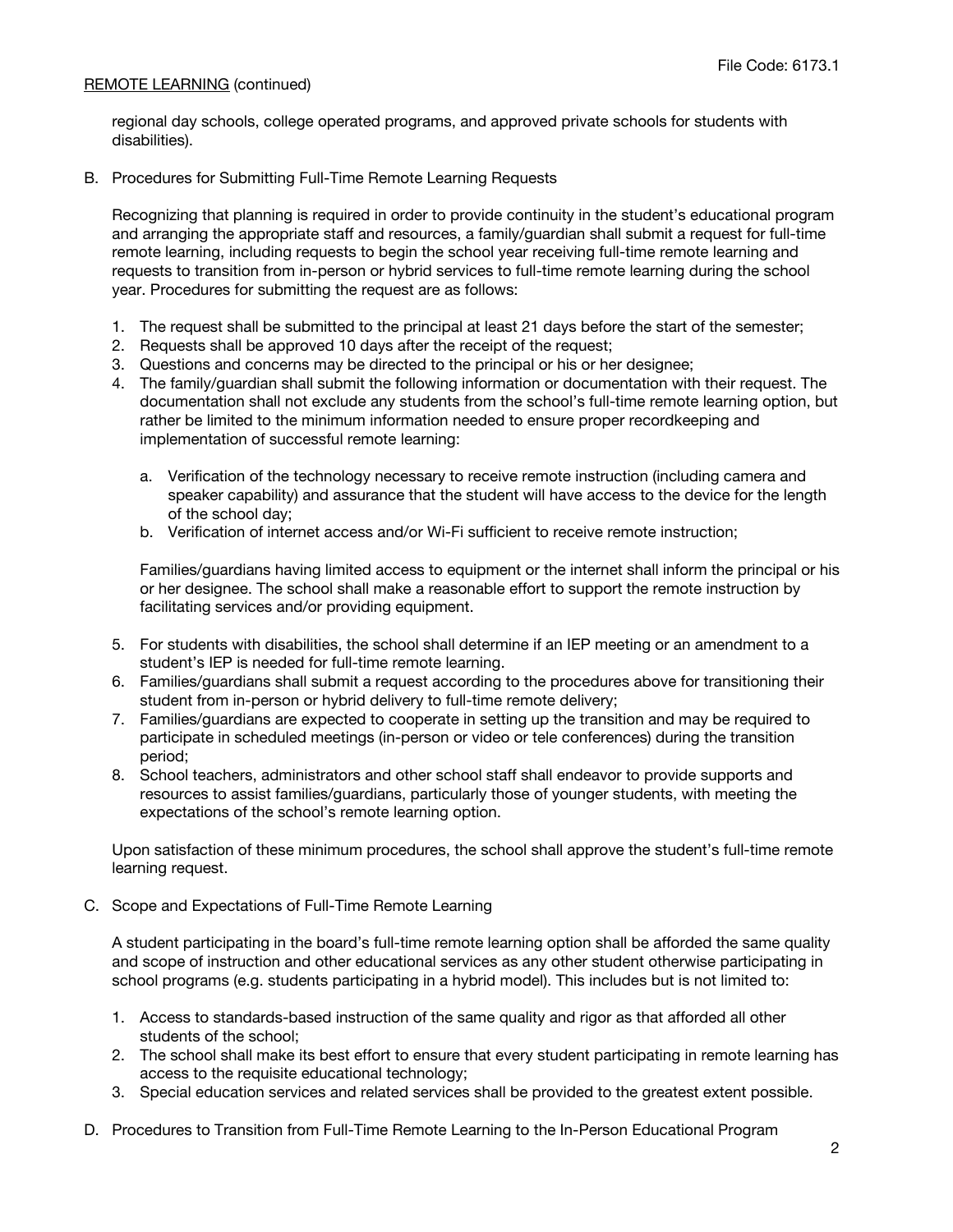regional day schools, college operated programs, and approved private schools for students with disabilities).

B. Procedures for Submitting Full-Time Remote Learning Requests

   Recognizing that planning is required in order to provide continuity in the student's educational program and arranging the appropriate staff and resources, a family/guardian shall submit a request for full-time remote learning, including requests to begin the school year receiving full-time remote learning and requests to transition from in-person or hybrid services to full-time remote learning during the school year. Procedures for submitting the request are as follows:

   1. The request shall be submitted to the principal at least 21 days before the start of the semester;
   2. Requests shall be approved 10 days after the receipt of the request;
   3. Questions and concerns may be directed to the principal or his or her designee;
   4. The family/guardian shall submit the following information or documentation with their request. The documentation shall not exclude any students from the school's full-time remote learning option, but rather be limited to the minimum information needed to ensure proper recordkeeping and implementation of successful remote learning:

      a. Verification of the technology necessary to receive remote instruction (including camera and speaker capability) and assurance that the student will have access to the device for the length of the school day;
      b. Verification of internet access and/or Wi-Fi sufficient to receive remote instruction;

      Families/guardians having limited access to equipment or the internet shall inform the principal or his or her designee. The school shall make a reasonable effort to support the remote instruction by facilitating services and/or providing equipment.

   5. For students with disabilities, the school shall determine if an IEP meeting or an amendment to a student's IEP is needed for full-time remote learning.
   6. Families/guardians shall submit a request according to the procedures above for transitioning their student from in-person or hybrid delivery to full-time remote delivery;
   7. Families/guardians are expected to cooperate in setting up the transition and may be required to participate in scheduled meetings (in-person or video or tele conferences) during the transition period;
   8. School teachers, administrators and other school staff shall endeavor to provide supports and resources to assist families/guardians, particularly those of younger students, with meeting the expectations of the school's remote learning option.

   Upon satisfaction of these minimum procedures, the school shall approve the student's full-time remote learning request.

C. Scope and Expectations of Full-Time Remote Learning

   A student participating in the board's full-time remote learning option shall be afforded the same quality and scope of instruction and other educational services as any other student otherwise participating in school programs (e.g. students participating in a hybrid model). This includes but is not limited to:

   1. Access to standards-based instruction of the same quality and rigor as that afforded all other students of the school;
   2. The school shall make its best effort to ensure that every student participating in remote learning has access to the requisite educational technology;
   3. Special education services and related services shall be provided to the greatest extent possible.

D. Procedures to Transition from Full-Time Remote Learning to the In-Person Educational Program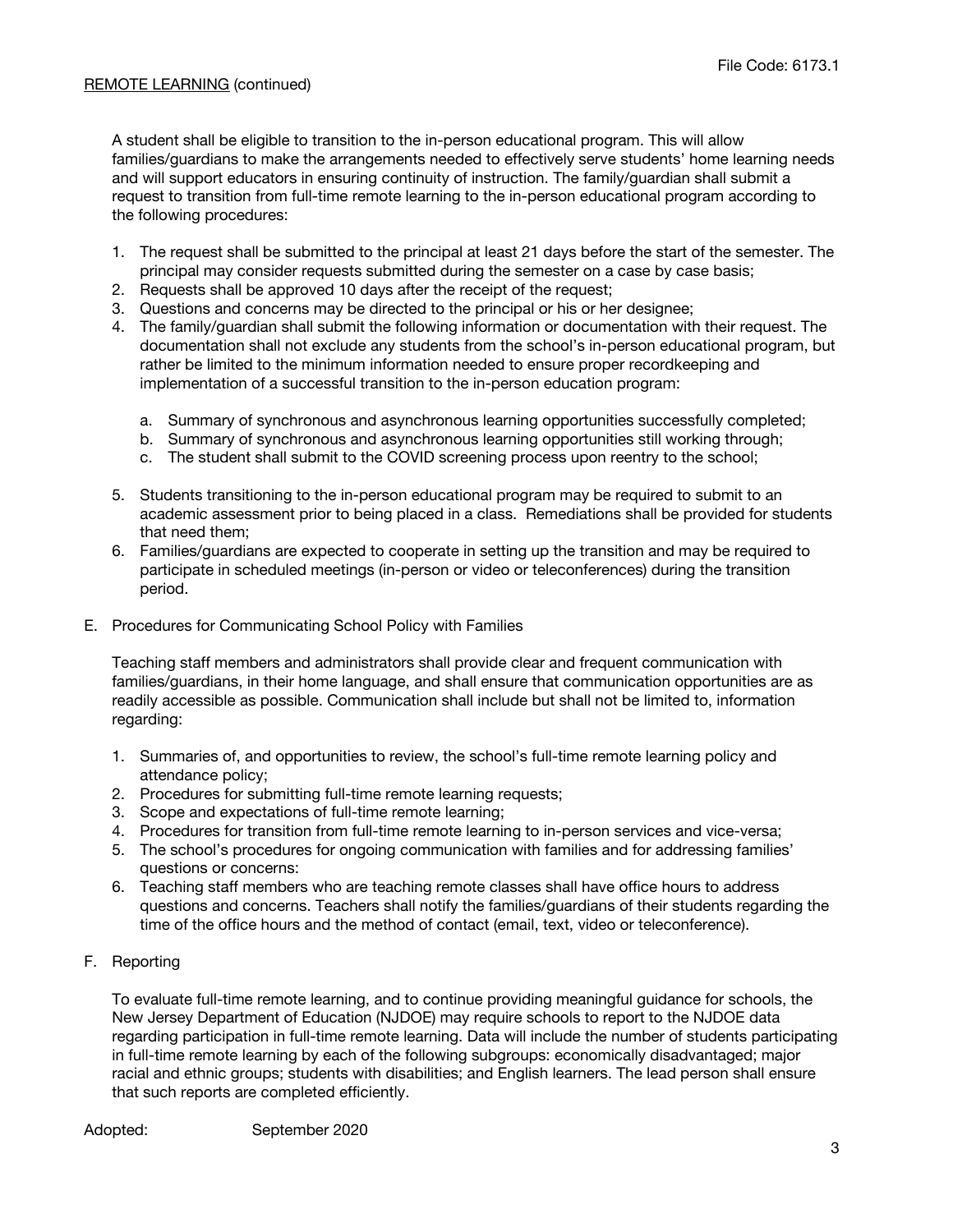A student shall be eligible to transition to the in-person educational program. This will allow families/guardians to make the arrangements needed to effectively serve students' home learning needs and will support educators in ensuring continuity of instruction. The family/guardian shall submit a request to transition from full-time remote learning to the in-person educational program according to the following procedures:

1. The request shall be submitted to the principal at least 21 days before the start of the semester. The principal may consider requests submitted during the semester on a case by case basis;
2. Requests shall be approved 10 days after the receipt of the request;
3. Questions and concerns may be directed to the principal or his or her designee;
4. The family/guardian shall submit the following information or documentation with their request. The documentation shall not exclude any students from the school's in-person educational program, but rather be limited to the minimum information needed to ensure proper recordkeeping and implementation of a successful transition to the in-person education program:

    a. Summary of synchronous and asynchronous learning opportunities successfully completed;
    b. Summary of synchronous and asynchronous learning opportunities still working through;
    c. The student shall submit to the COVID screening process upon reentry to the school;

5. Students transitioning to the in-person educational program may be required to submit to an academic assessment prior to being placed in a class. Remediations shall be provided for students that need them;
6. Families/guardians are expected to cooperate in setting up the transition and may be required to participate in scheduled meetings (in-person or video or teleconferences) during the transition period.

E. Procedures for Communicating School Policy with Families

Teaching staff members and administrators shall provide clear and frequent communication with families/guardians, in their home language, and shall ensure that communication opportunities are as readily accessible as possible. Communication shall include but shall not be limited to, information regarding:

1. Summaries of, and opportunities to review, the school's full-time remote learning policy and attendance policy;
2. Procedures for submitting full-time remote learning requests;
3. Scope and expectations of full-time remote learning;
4. Procedures for transition from full-time remote learning to in-person services and vice-versa;
5. The school's procedures for ongoing communication with families and for addressing families' questions or concerns:
6. Teaching staff members who are teaching remote classes shall have office hours to address questions and concerns. Teachers shall notify the families/guardians of their students regarding the time of the office hours and the method of contact (email, text, video or teleconference).

F. Reporting

To evaluate full-time remote learning, and to continue providing meaningful guidance for schools, the New Jersey Department of Education (NJDOE) may require schools to report to the NJDOE data regarding participation in full-time remote learning. Data will include the number of students participating in full-time remote learning by each of the following subgroups: economically disadvantaged; major racial and ethnic groups; students with disabilities; and English learners. The lead person shall ensure that such reports are completed efficiently.

Adopted: September 2020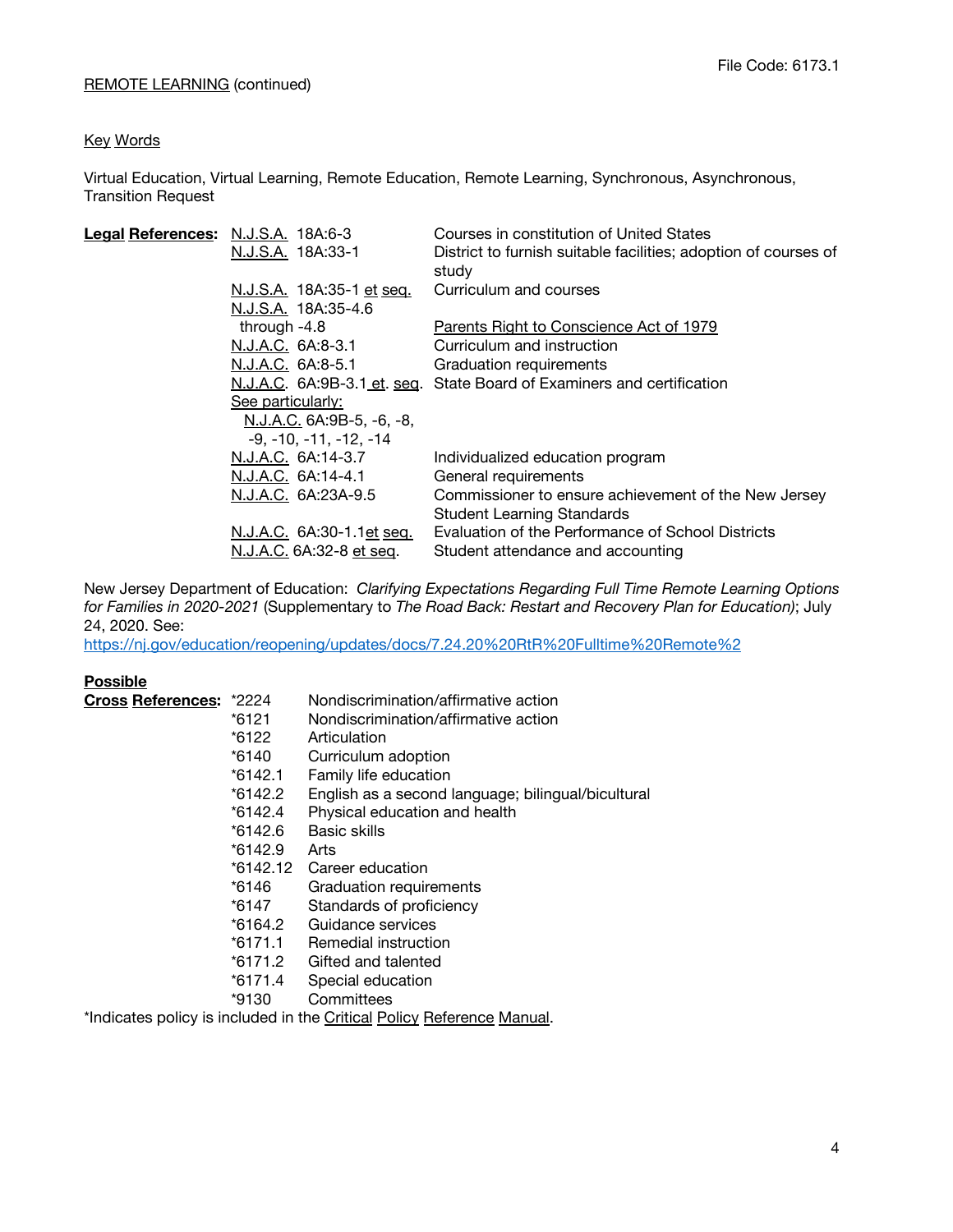REMOTE LEARNING (continued)

Key Words

Virtual Education, Virtual Learning, Remote Education, Remote Learning, Synchronous, Asynchronous, Transition Request

**Legal References:**

| | |
|---|---|
| N.J.S.A. 18A:6-3 | Courses in constitution of United States |
| N.J.S.A. 18A:33-1 | District to furnish suitable facilities; adoption of courses of study |
| N.J.S.A. 18A:35-1 et seq. | Curriculum and courses |
| N.J.S.A. 18A:35-4.6 through -4.8 | Parents Right to Conscience Act of 1979 |
| N.J.A.C. 6A:8-3.1 | Curriculum and instruction |
| N.J.A.C. 6A:8-5.1 | Graduation requirements |
| N.J.A.C. 6A:9B-3.1 et. seq. | State Board of Examiners and certification |
| See particularly: N.J.A.C. 6A:9B-5, -6, -8, -9, -10, -11, -12, -14 | |
| N.J.A.C. 6A:14-3.7 | Individualized education program |
| N.J.A.C. 6A:14-4.1 | General requirements |
| N.J.A.C. 6A:23A-9.5 | Commissioner to ensure achievement of the New Jersey Student Learning Standards |
| N.J.A.C. 6A:30-1.1et seq. | Evaluation of the Performance of School Districts |
| N.J.A.C. 6A:32-8 et seq. | Student attendance and accounting |

New Jersey Department of Education: *Clarifying Expectations Regarding Full Time Remote Learning Options for Families in 2020-2021* (Supplementary to *The Road Back: Restart and Recovery Plan for Education)*; July 24, 2020. See:
https://nj.gov/education/reopening/updates/docs/7.24.20%20RtR%20Fulltime%20Remote%2

**Possible Cross References:**

| | |
|---|---|
| *2224 | Nondiscrimination/affirmative action |
| *6121 | Nondiscrimination/affirmative action |
| *6122 | Articulation |
| *6140 | Curriculum adoption |
| *6142.1 | Family life education |
| *6142.2 | English as a second language; bilingual/bicultural |
| *6142.4 | Physical education and health |
| *6142.6 | Basic skills |
| *6142.9 | Arts |
| *6142.12 | Career education |
| *6146 | Graduation requirements |
| *6147 | Standards of proficiency |
| *6164.2 | Guidance services |
| *6171.1 | Remedial instruction |
| *6171.2 | Gifted and talented |
| *6171.4 | Special education |
| *9130 | Committees |

*Indicates policy is included in the Critical Policy Reference Manual.